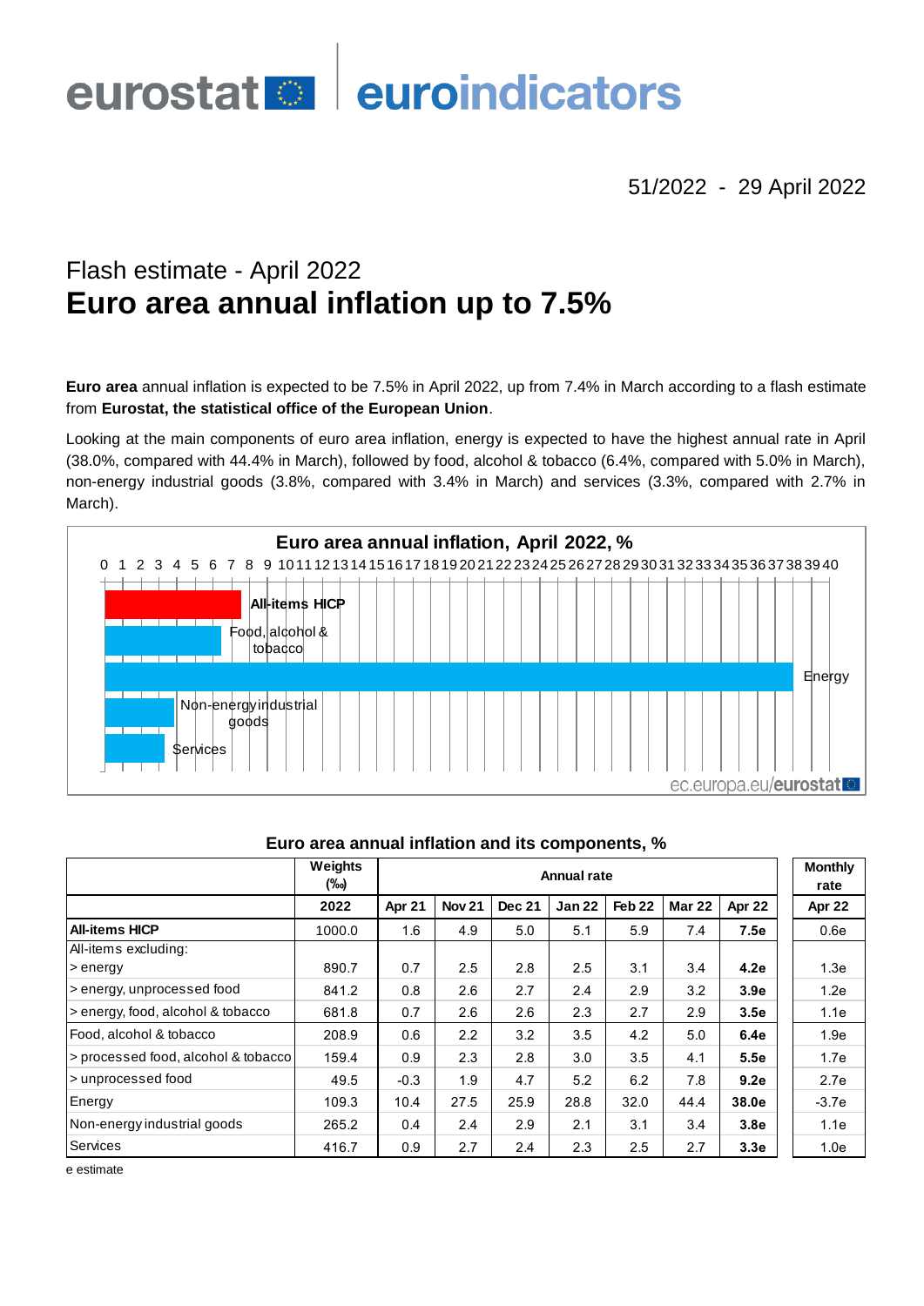eurostat | euroindicators

51/2022 - 29 April 2022

## Flash estimate - April 2022

# Euro area annual inflation up to 7.5%

**Euro area** annual inflation is expected to be 7.5% in April 2022, up from 7.4% in March according to a flash estimate from **Eurostat, the statistical office of the European Union**.

Looking at the main components of euro area inflation, energy is expected to have the highest annual rate in April (38.0%, compared with 44.4% in March), followed by food, alcohol & tobacco (6.4%, compared with 5.0% in March), non-energy industrial goods (3.8%, compared with 3.4% in March) and services (3.3%, compared with 2.7% in March).

**Euro area annual inflation, April 2022, %**

0 1 2 3 4 5 6 7 8 9 10 11 12 13 14 15 16 17 18 19 20 21 22 23 24 25 26 27 28 29 30 31 32 33 34 35 36 37 38 39 40

All-items HICP

Food, alcohol & tobacco

Energy

Non-energy industrial goods

Services

ec.europa.eu/eurostat

**Euro area annual inflation and its components, %**

| | Weights (‰) | Annual rate | | | | | | | Monthly rate |
|---|---|---|---|---|---|---|---|---|---|
| | 2022 | Apr 21 | Nov 21 | Dec 21 | Jan 22 | Feb 22 | Mar 22 | Apr 22 | Apr 22 |
| **All-items HICP** | 1000.0 | 1.6 | 4.9 | 5.0 | 5.1 | 5.9 | 7.4 | **7.5e** | 0.6e |
| All-items excluding: | | | | | | | | | |
| > energy | 890.7 | 0.7 | 2.5 | 2.8 | 2.5 | 3.1 | 3.4 | **4.2e** | 1.3e |
| > energy, unprocessed food | 841.2 | 0.8 | 2.6 | 2.7 | 2.4 | 2.9 | 3.2 | **3.9e** | 1.2e |
| > energy, food, alcohol & tobacco | 681.8 | 0.7 | 2.6 | 2.6 | 2.3 | 2.7 | 2.9 | **3.5e** | 1.1e |
| Food, alcohol & tobacco | 208.9 | 0.6 | 2.2 | 3.2 | 3.5 | 4.2 | 5.0 | **6.4e** | 1.9e |
| > processed food, alcohol & tobacco | 159.4 | 0.9 | 2.3 | 2.8 | 3.0 | 3.5 | 4.1 | **5.5e** | 1.7e |
| > unprocessed food | 49.5 | -0.3 | 1.9 | 4.7 | 5.2 | 6.2 | 7.8 | **9.2e** | 2.7e |
| Energy | 109.3 | 10.4 | 27.5 | 25.9 | 28.8 | 32.0 | 44.4 | **38.0e** | -3.7e |
| Non-energy industrial goods | 265.2 | 0.4 | 2.4 | 2.9 | 2.1 | 3.1 | 3.4 | **3.8e** | 1.1e |
| Services | 416.7 | 0.9 | 2.7 | 2.4 | 2.3 | 2.5 | 2.7 | **3.3e** | 1.0e |

e estimate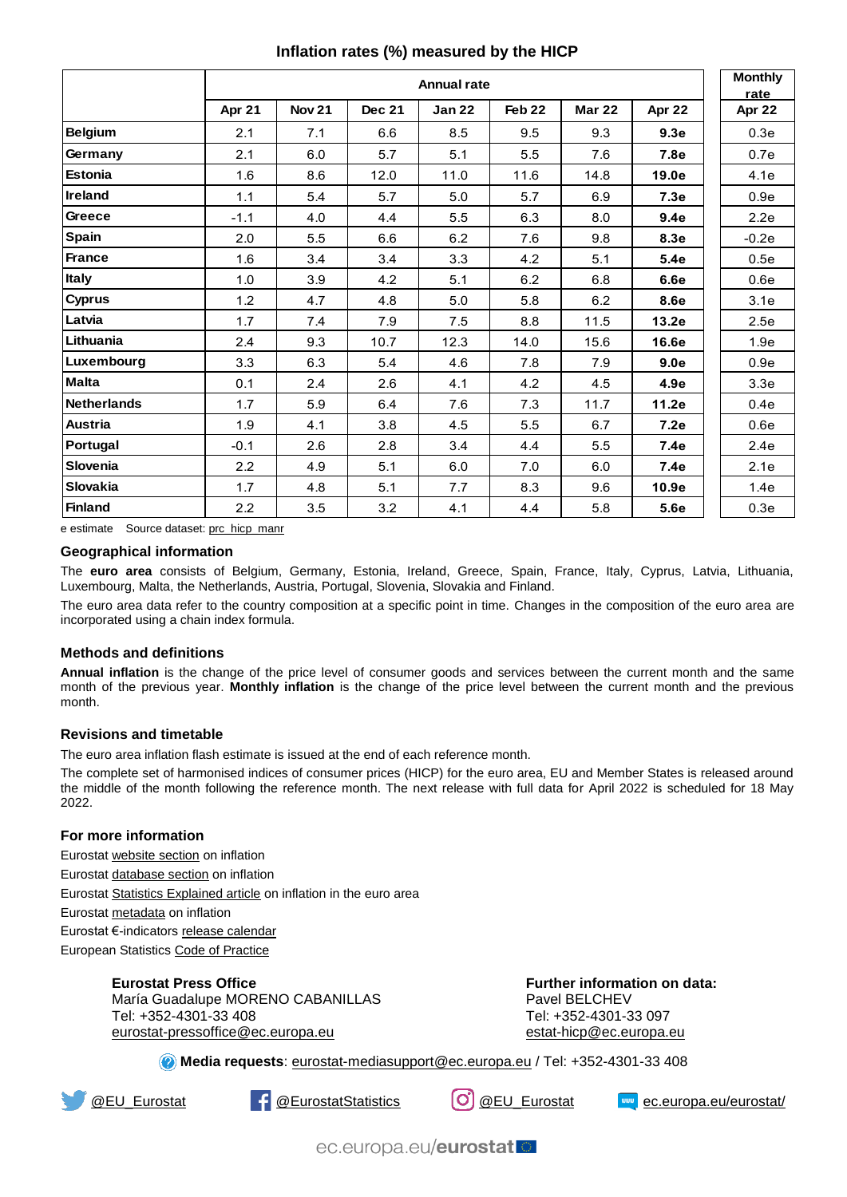## Inflation rates (%) measured by the HICP

| | Annual rate | | | | | | | Monthly rate |
|---|---|---|---|---|---|---|---|---|
| | Apr 21 | Nov 21 | Dec 21 | Jan 22 | Feb 22 | Mar 22 | Apr 22 | Apr 22 |
| **Belgium** | 2.1 | 7.1 | 6.6 | 8.5 | 9.5 | 9.3 | **9.3e** | 0.3e |
| **Germany** | 2.1 | 6.0 | 5.7 | 5.1 | 5.5 | 7.6 | **7.8e** | 0.7e |
| **Estonia** | 1.6 | 8.6 | 12.0 | 11.0 | 11.6 | 14.8 | **19.0e** | 4.1e |
| **Ireland** | 1.1 | 5.4 | 5.7 | 5.0 | 5.7 | 6.9 | **7.3e** | 0.9e |
| **Greece** | -1.1 | 4.0 | 4.4 | 5.5 | 6.3 | 8.0 | **9.4e** | 2.2e |
| **Spain** | 2.0 | 5.5 | 6.6 | 6.2 | 7.6 | 9.8 | **8.3e** | -0.2e |
| **France** | 1.6 | 3.4 | 3.4 | 3.3 | 4.2 | 5.1 | **5.4e** | 0.5e |
| **Italy** | 1.0 | 3.9 | 4.2 | 5.1 | 6.2 | 6.8 | **6.6e** | 0.6e |
| **Cyprus** | 1.2 | 4.7 | 4.8 | 5.0 | 5.8 | 6.2 | **8.6e** | 3.1e |
| **Latvia** | 1.7 | 7.4 | 7.9 | 7.5 | 8.8 | 11.5 | **13.2e** | 2.5e |
| **Lithuania** | 2.4 | 9.3 | 10.7 | 12.3 | 14.0 | 15.6 | **16.6e** | 1.9e |
| **Luxembourg** | 3.3 | 6.3 | 5.4 | 4.6 | 7.8 | 7.9 | **9.0e** | 0.9e |
| **Malta** | 0.1 | 2.4 | 2.6 | 4.1 | 4.2 | 4.5 | **4.9e** | 3.3e |
| **Netherlands** | 1.7 | 5.9 | 6.4 | 7.6 | 7.3 | 11.7 | **11.2e** | 0.4e |
| **Austria** | 1.9 | 4.1 | 3.8 | 4.5 | 5.5 | 6.7 | **7.2e** | 0.6e |
| **Portugal** | -0.1 | 2.6 | 2.8 | 3.4 | 4.4 | 5.5 | **7.4e** | 2.4e |
| **Slovenia** | 2.2 | 4.9 | 5.1 | 6.0 | 7.0 | 6.0 | **7.4e** | 2.1e |
| **Slovakia** | 1.7 | 4.8 | 5.1 | 7.7 | 8.3 | 9.6 | **10.9e** | 1.4e |
| **Finland** | 2.2 | 3.5 | 3.2 | 4.1 | 4.4 | 5.8 | **5.6e** | 0.3e |

e estimate    Source dataset: prc_hicp_manr

### Geographical information

The **euro area** consists of Belgium, Germany, Estonia, Ireland, Greece, Spain, France, Italy, Cyprus, Latvia, Lithuania, Luxembourg, Malta, the Netherlands, Austria, Portugal, Slovenia, Slovakia and Finland.

The euro area data refer to the country composition at a specific point in time. Changes in the composition of the euro area are incorporated using a chain index formula.

### Methods and definitions

**Annual inflation** is the change of the price level of consumer goods and services between the current month and the same month of the previous year. **Monthly inflation** is the change of the price level between the current month and the previous month.

### Revisions and timetable

The euro area inflation flash estimate is issued at the end of each reference month.

The complete set of harmonised indices of consumer prices (HICP) for the euro area, EU and Member States is released around the middle of the month following the reference month. The next release with full data for April 2022 is scheduled for 18 May 2022.

### For more information

Eurostat website section on inflation
Eurostat database section on inflation
Eurostat Statistics Explained article on inflation in the euro area
Eurostat metadata on inflation
Eurostat €-indicators release calendar
European Statistics Code of Practice

**Eurostat Press Office**
María Guadalupe MORENO CABANILLAS
Tel: +352-4301-33 408
eurostat-pressoffice@ec.europa.eu

**Further information on data:**
Pavel BELCHEV
Tel: +352-4301-33 097
estat-hicp@ec.europa.eu

**Media requests**: eurostat-mediasupport@ec.europa.eu / Tel: +352-4301-33 408

@EU_Eurostat    @EurostatStatistics    @EU_Eurostat    ec.europa.eu/eurostat/

ec.europa.eu/eurostat